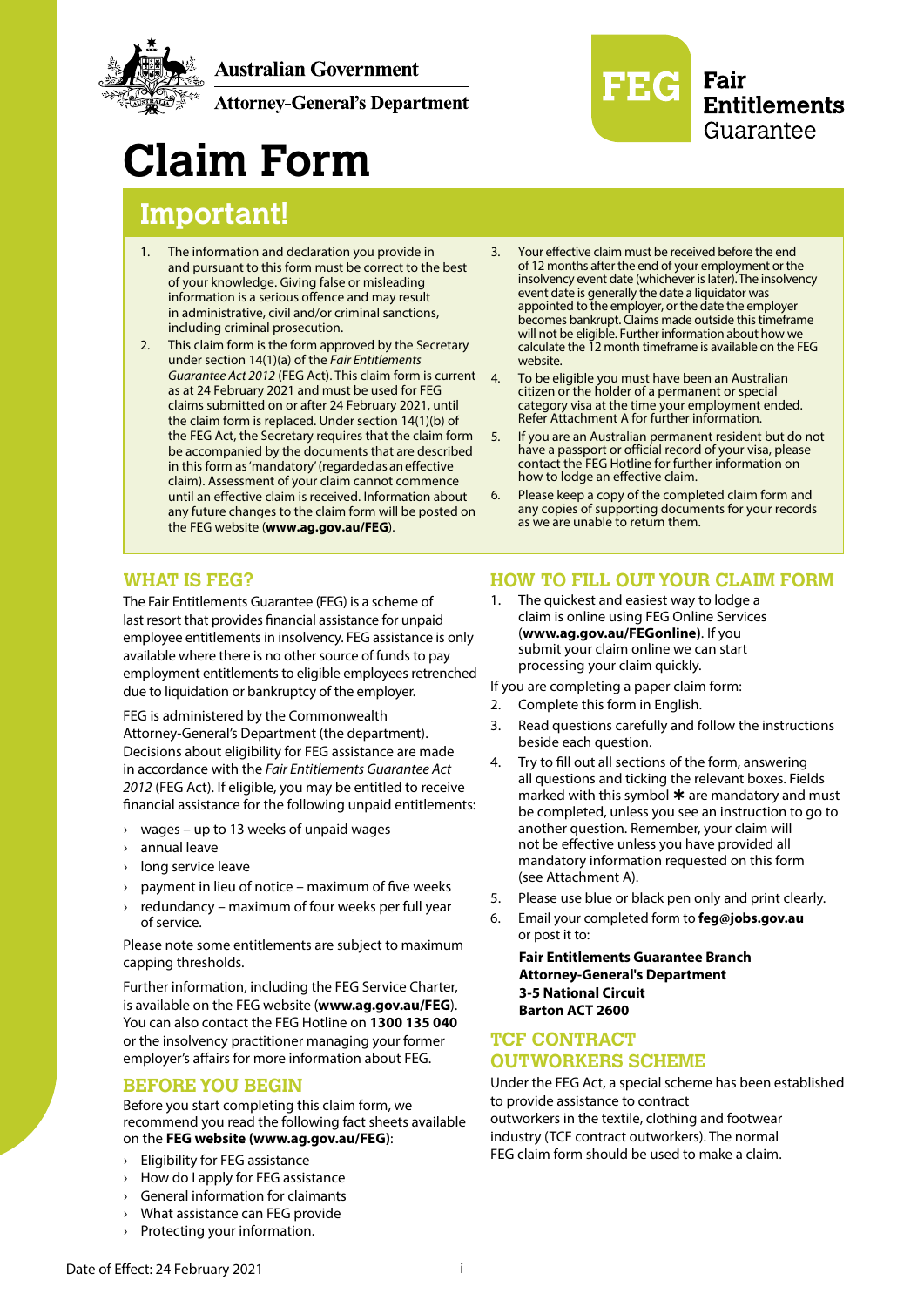Australian Government

Attorney-General's Department

**FEG** Fair Entitlements Guarantee

# Claim Form

## Important!

1. The information and declaration you provide in and pursuant to this form must be correct to the best of your knowledge. Giving false or misleading information is a serious offence and may result in administrative, civil and/or criminal sanctions, including criminal prosecution.
2. This claim form is the form approved by the Secretary under section 14(1)(a) of the *Fair Entitlements Guarantee Act 2012* (FEG Act). This claim form is current as at 24 February 2021 and must be used for FEG claims submitted on or after 24 February 2021, until the claim form is replaced. Under section 14(1)(b) of the FEG Act, the Secretary requires that the claim form be accompanied by the documents that are described in this form as 'mandatory' (regarded as an effective claim). Assessment of your claim cannot commence until an effective claim is received. Information about any future changes to the claim form will be posted on the FEG website (**www.ag.gov.au/FEG**).
3. Your effective claim must be received before the end of 12 months after the end of your employment or the insolvency event date (whichever is later). The insolvency event date is generally the date a liquidator was appointed to the employer, or the date the employer becomes bankrupt. Claims made outside this timeframe will not be eligible. Further information about how we calculate the 12 month timeframe is available on the FEG website.
4. To be eligible you must have been an Australian citizen or the holder of a permanent or special category visa at the time your employment ended. Refer Attachment A for further information.
5. If you are an Australian permanent resident but do not have a passport or official record of your visa, please contact the FEG Hotline for further information on how to lodge an effective claim.
6. Please keep a copy of the completed claim form and any copies of supporting documents for your records as we are unable to return them.

## WHAT IS FEG?

The Fair Entitlements Guarantee (FEG) is a scheme of last resort that provides financial assistance for unpaid employee entitlements in insolvency. FEG assistance is only available where there is no other source of funds to pay employment entitlements to eligible employees retrenched due to liquidation or bankruptcy of the employer.

FEG is administered by the Commonwealth Attorney-General's Department (the department). Decisions about eligibility for FEG assistance are made in accordance with the *Fair Entitlements Guarantee Act 2012* (FEG Act). If eligible, you may be entitled to receive financial assistance for the following unpaid entitlements:

- wages – up to 13 weeks of unpaid wages
- annual leave
- long service leave
- payment in lieu of notice – maximum of five weeks
- redundancy – maximum of four weeks per full year of service.

Please note some entitlements are subject to maximum capping thresholds.

Further information, including the FEG Service Charter, is available on the FEG website (**www.ag.gov.au/FEG**). You can also contact the FEG Hotline on **1300 135 040** or the insolvency practitioner managing your former employer's affairs for more information about FEG.

## BEFORE YOU BEGIN

Before you start completing this claim form, we recommend you read the following fact sheets available on the **FEG website (www.ag.gov.au/FEG)**:

- Eligibility for FEG assistance
- How do I apply for FEG assistance
- General information for claimants
- What assistance can FEG provide
- Protecting your information.

## HOW TO FILL OUT YOUR CLAIM FORM

1. The quickest and easiest way to lodge a claim is online using FEG Online Services (**www.ag.gov.au/FEGonline)**. If you submit your claim online we can start processing your claim quickly.

If you are completing a paper claim form:

2. Complete this form in English.
3. Read questions carefully and follow the instructions beside each question.
4. Try to fill out all sections of the form, answering all questions and ticking the relevant boxes. Fields marked with this symbol ✱ are mandatory and must be completed, unless you see an instruction to go to another question. Remember, your claim will not be effective unless you have provided all mandatory information requested on this form (see Attachment A).
5. Please use blue or black pen only and print clearly.
6. Email your completed form to **feg@jobs.gov.au** or post it to:

   **Fair Entitlements Guarantee Branch**
   **Attorney-General's Department**
   **3-5 National Circuit**
   **Barton ACT 2600**

## TCF CONTRACT OUTWORKERS SCHEME

Under the FEG Act, a special scheme has been established to provide assistance to contract outworkers in the textile, clothing and footwear industry (TCF contract outworkers). The normal FEG claim form should be used to make a claim.

Date of Effect: 24 February 2021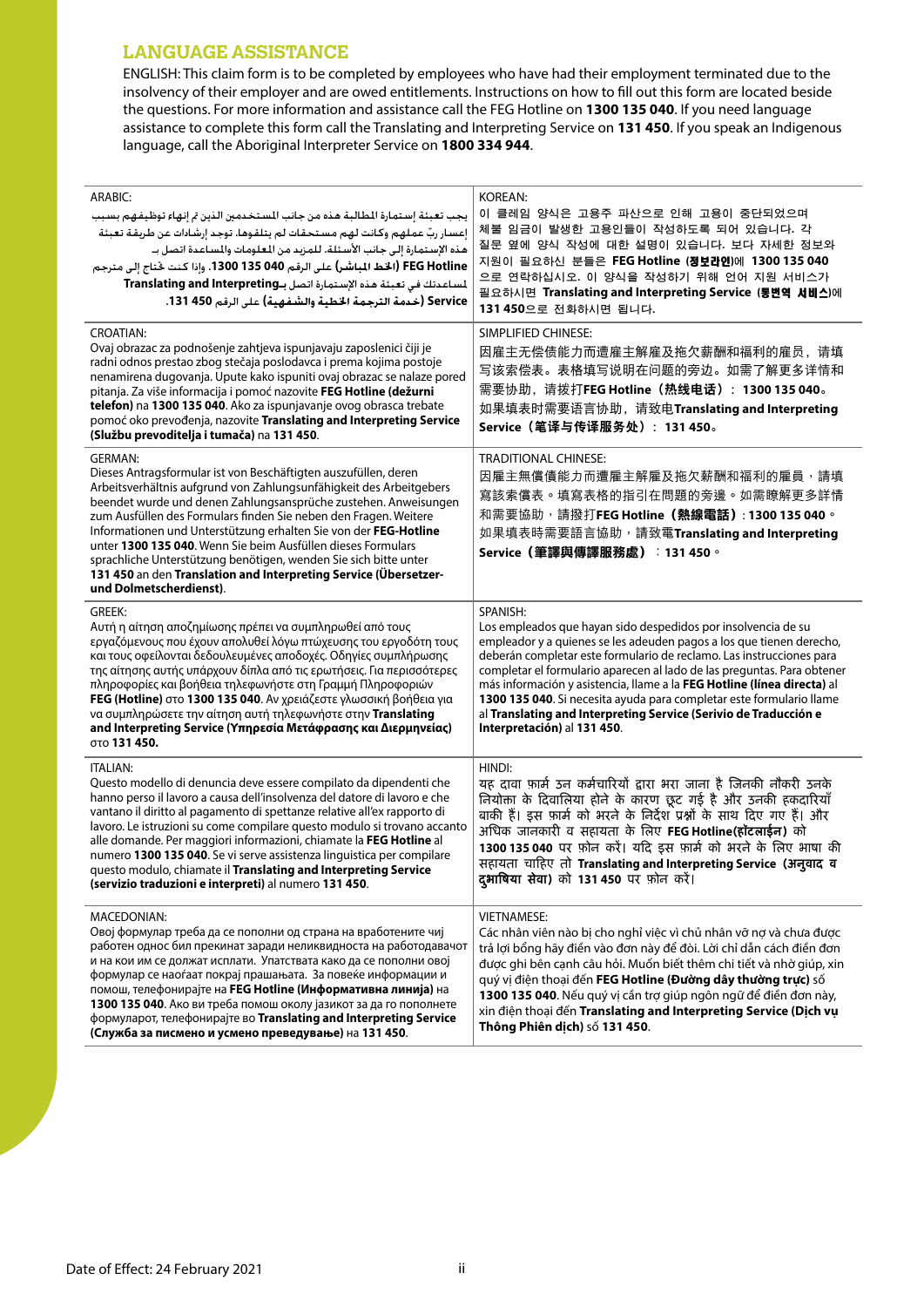## LANGUAGE ASSISTANCE

ENGLISH: This claim form is to be completed by employees who have had their employment terminated due to the insolvency of their employer and are owed entitlements. Instructions on how to fill out this form are located beside the questions. For more information and assistance call the FEG Hotline on **1300 135 040**. If you need language assistance to complete this form call the Translating and Interpreting Service on **131 450**. If you speak an Indigenous language, call the Aboriginal Interpreter Service on **1800 334 944**.

ARABIC:
يجب تعبئة إستمارة المطالبة هذه من جانب المستخدمين الذين تم إنهاء توظيفهم بسبب إعسار ربّ عملهم وكانت لهم مستحقات لم يتلقوها. توجد إرشادات عن طريقة تعبئة هذه الإستمارة إلى جانب الأسئلة. للمزيد من المعلومات والمساعدة اتصل بـ **FEG Hotline (الخط المباشر)** على الرقم **1300 135 040**. وإذا كنت تحتاج إلى مترجم لمساعدتك في تعبئة هذه الإستمارة اتصل بـ**Translating and Interpreting Service (خدمة الترجمة الخطية والشفهية)** على الرقم **131 450**.

KOREAN:
이 클레임 양식은 고용주 파산으로 인해 고용이 중단되었으며 체불 임금이 발생한 고용인들이 작성하도록 되어 있습니다. 각 질문 옆에 양식 작성에 대한 설명이 있습니다. 보다 자세한 정보와 지원이 필요하신 분들은 **FEG Hotline (정보라인)**에 **1300 135 040** 으로 연락하십시오. 이 양식을 작성하기 위해 언어 지원 서비스가 필요하시면 **Translating and Interpreting Service (통번역 서비스)**에 **131 450**으로 전화하시면 됩니다.

CROATIAN:
Ovaj obrazac za podnošenje zahtjeva ispunjavaju zaposlenici čiji je radni odnos prestao zbog stečaja poslodavca i prema kojima postoje nenamirena dugovanja. Upute kako ispuniti ovaj obrazac se nalaze pored pitanja. Za više informacija i pomoć nazovite **FEG Hotline (dežurni telefon)** na **1300 135 040**. Ako za ispunjavanje ovog obrasca trebate pomoć oko prevođenja, nazovite **Translating and Interpreting Service (Službu prevoditelja i tumača)** na **131 450**.

SIMPLIFIED CHINESE:
因雇主无偿债能力而遭雇主解雇及拖欠薪酬和福利的雇员，请填写该索偿表。表格填写说明在问题的旁边。如需了解更多详情和需要协助，请拨打**FEG Hotline（热线电话）：1300 135 040**。如果填表时需要语言协助，请致电**Translating and Interpreting Service（笔译与传译服务处）：131 450**。

GERMAN:
Dieses Antragsformular ist von Beschäftigten auszufüllen, deren Arbeitsverhältnis aufgrund von Zahlungsunfähigkeit des Arbeitgebers beendet wurde und denen Zahlungsansprüche zustehen. Anweisungen zum Ausfüllen des Formulars finden Sie neben den Fragen. Weitere Informationen und Unterstützung erhalten Sie von der **FEG-Hotline** unter **1300 135 040**. Wenn Sie beim Ausfüllen dieses Formulars sprachliche Unterstützung benötigen, wenden Sie sich bitte unter **131 450** an den **Translation and Interpreting Service (Übersetzer- und Dolmetscherdienst)**.

TRADITIONAL CHINESE:
因雇主無償債能力而遭雇主解雇及拖欠薪酬和福利的雇員，請填寫該索償表。填寫表格的指引在問題的旁邊。如需瞭解更多詳情和需要協助，請撥打**FEG Hotline（熱線電話）：1300 135 040**。如果填表時需要語言協助，請致電**Translating and Interpreting Service（筆譯與傳譯服務處）：131 450**。

GREEK:
Αυτή η αίτηση αποζημίωσης πρέπει να συμπληρωθεί από τους εργαζόμενους που έχουν απολυθεί λόγω πτώχευσης του εργοδότη τους και τους οφείλονται δεδουλευμένες αποδοχές. Οδηγίες συμπλήρωσης της αίτησης αυτής υπάρχουν δίπλα από τις ερωτήσεις. Για περισσότερες πληροφορίες και βοήθεια τηλεφωνήστε στη Γραμμή Πληροφοριών **FEG (Hotline)** στο **1300 135 040**. Αν χρειάζεστε γλωσσική βοήθεια για να συμπληρώσετε την αίτηση αυτή τηλεφωνήστε στην **Translating and Interpreting Service (Υπηρεσία Μετάφρασης και Διερμηνείας)** στο **131 450.**

SPANISH:
Los empleados que hayan sido despedidos por insolvencia de su empleador y a quienes se les adeuden pagos a los que tienen derecho, deberán completar este formulario de reclamo. Las instrucciones para completar el formulario aparecen al lado de las preguntas. Para obtener más información y asistencia, llame a la **FEG Hotline (línea directa)** al **1300 135 040**. Si necesita ayuda para completar este formulario llame al **Translating and Interpreting Service (Serivio de Traducción e Interpretación)** al **131 450**.

ITALIAN:
Questo modello di denuncia deve essere compilato da dipendenti che hanno perso il lavoro a causa dell'insolvenza del datore di lavoro e che vantano il diritto al pagamento di spettanze relative all'ex rapporto di lavoro. Le istruzioni su come compilare questo modulo si trovano accanto alle domande. Per maggiori informazioni, chiamate la **FEG Hotline** al numero **1300 135 040**. Se vi serve assistenza linguistica per compilare questo modulo, chiamate il **Translating and Interpreting Service (servizio traduzioni e interpreti)** al numero **131 450**.

HINDI:
यह दावा फ़ार्म उन कर्मचारियों द्वारा भरा जाना है जिनकी नौकरी उनके नियोक्ता के दिवालिया होने के कारण छूट गई है और उनकी हकदारियाँ बाकी हैं। इस फ़ार्म को भरने के निर्देश प्रश्नों के साथ दिए गए हैं। और अधिक जानकारी व सहायता के लिए **FEG Hotline(हॉटलाईन)** को **1300 135 040** पर फ़ोन करें। यदि इस फ़ार्म को भरने के लिए भाषा की सहायता चाहिए तो **Translating and Interpreting Service (अनुवाद व दुभाषिया सेवा)** को **131 450** पर फ़ोन करें।

MACEDONIAN:
Овој формулар треба да се пополни од страна на вработените чиј работен однос бил прекинат заради неликвидноста на работодавачот и на кои им се должат исплати. Упатствата како да се пополни овој формулар се наоѓаат покрај прашањата. За повеќе информации и помош, телефонирајте на **FEG Hotline (Информативна линија)** на **1300 135 040**. Ако ви треба помош околу јазикот за да го пополнете формуларот, телефонирајте во **Translating and Interpreting Service (Служба за писмено и усмено преведување)** на **131 450**.

VIETNAMESE:
Các nhân viên nào bị cho nghỉ việc vì chủ nhân vỡ nợ và chưa được trả lợi bổng hãy điền vào đơn này để đòi. Lời chỉ dẫn cách điền đơn được ghi bên cạnh câu hỏi. Muốn biết thêm chi tiết và nhờ giúp, xin quý vị điện thoại đến **FEG Hotline (Đường dây thường trực)** số **1300 135 040**. Nếu quý vị cần trợ giúp ngôn ngữ để điền đơn này, xin điện thoại đến **Translating and Interpreting Service (Dịch vụ Thông Phiên dịch)** số **131 450**.

Date of Effect: 24 February 2021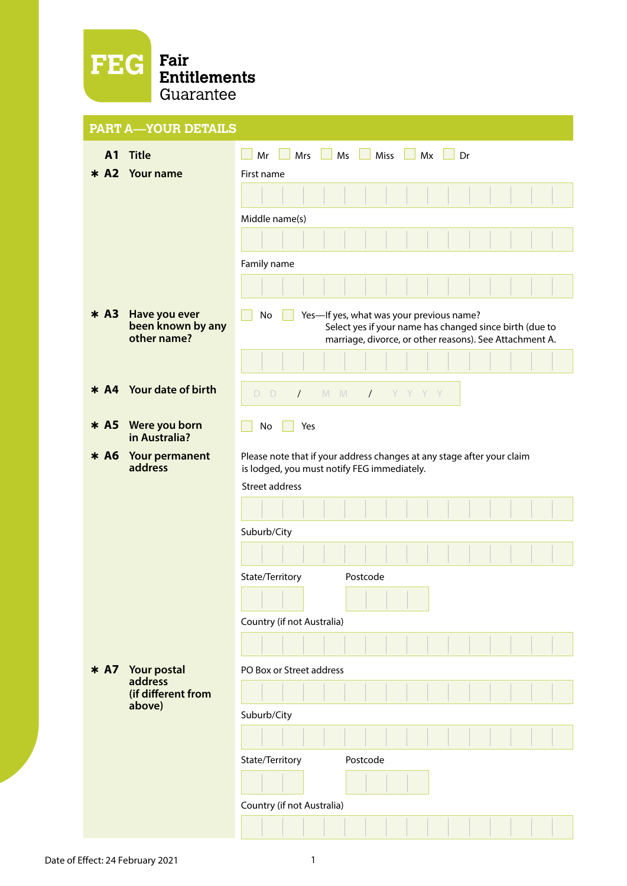**FEG** Fair Entitlements Guarantee

## PART A—YOUR DETAILS

**A1 Title**

☐ Mr ☐ Mrs ☐ Ms ☐ Miss ☐ Mx ☐ Dr

**\* A2 Your name**

First name

Middle name(s)

Family name

**\* A3 Have you ever been known by any other name?**

☐ No ☐ Yes—If yes, what was your previous name?
Select yes if your name has changed since birth (due to marriage, divorce, or other reasons). See Attachment A.

**\* A4 Your date of birth**

D D / M M / Y Y Y Y

**\* A5 Were you born in Australia?**

☐ No ☐ Yes

**\* A6 Your permanent address**

Please note that if your address changes at any stage after your claim is lodged, you must notify FEG immediately.

Street address

Suburb/City

State/Territory

Postcode

Country (if not Australia)

**\* A7 Your postal address (if different from above)**

PO Box or Street address

Suburb/City

State/Territory

Postcode

Country (if not Australia)

Date of Effect: 24 February 2021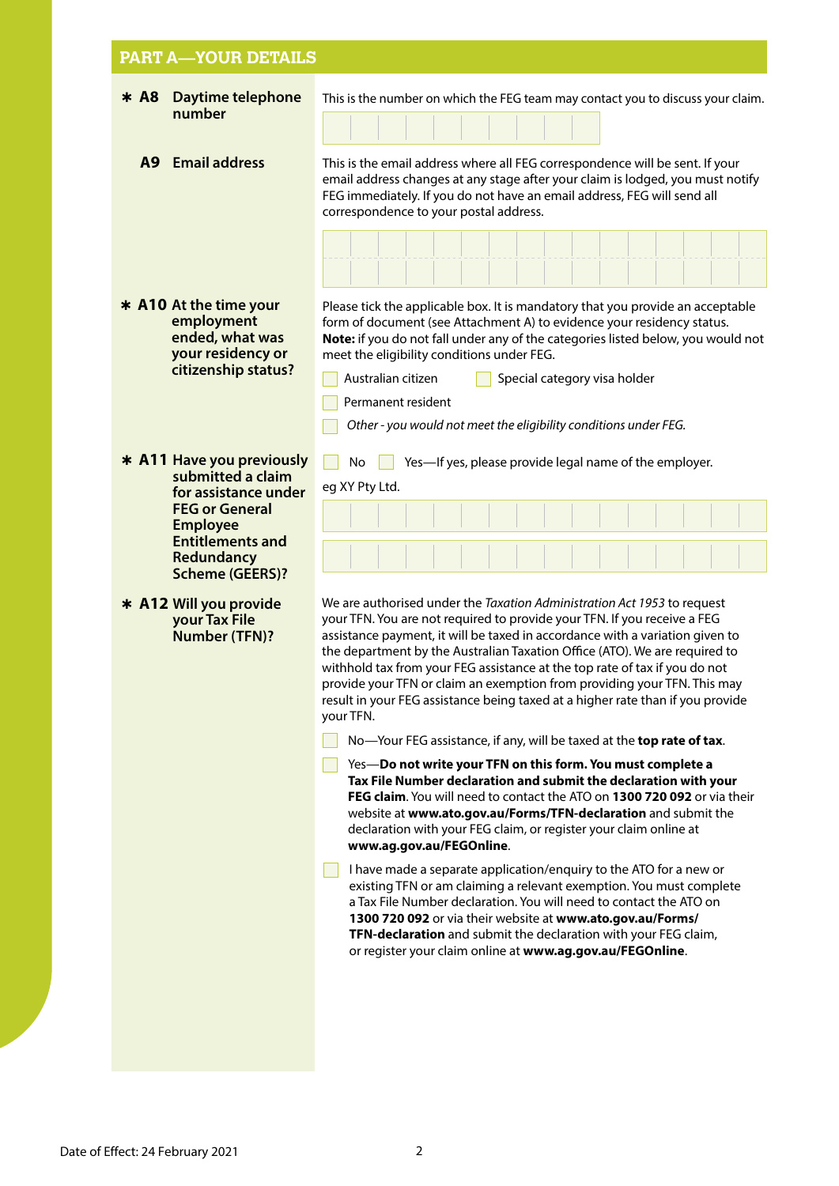## PART A—YOUR DETAILS

**✱ A8 Daytime telephone number**

This is the number on which the FEG team may contact you to discuss your claim.

**A9 Email address**

This is the email address where all FEG correspondence will be sent. If your email address changes at any stage after your claim is lodged, you must notify FEG immediately. If you do not have an email address, FEG will send all correspondence to your postal address.

**✱ A10 At the time your employment ended, what was your residency or citizenship status?**

Please tick the applicable box. It is mandatory that you provide an acceptable form of document (see Attachment A) to evidence your residency status. **Note:** if you do not fall under any of the categories listed below, you would not meet the eligibility conditions under FEG.

- ☐ Australian citizen
- ☐ Special category visa holder
- ☐ Permanent resident
- ☐ *Other - you would not meet the eligibility conditions under FEG.*

**✱ A11 Have you previously submitted a claim for assistance under FEG or General Employee Entitlements and Redundancy Scheme (GEERS)?**

- ☐ No
- ☐ Yes—If yes, please provide legal name of the employer.

eg XY Pty Ltd.

**✱ A12 Will you provide your Tax File Number (TFN)?**

We are authorised under the *Taxation Administration Act 1953* to request your TFN. You are not required to provide your TFN. If you receive a FEG assistance payment, it will be taxed in accordance with a variation given to the department by the Australian Taxation Office (ATO). We are required to withhold tax from your FEG assistance at the top rate of tax if you do not provide your TFN or claim an exemption from providing your TFN. This may result in your FEG assistance being taxed at a higher rate than if you provide your TFN.

- ☐ No—Your FEG assistance, if any, will be taxed at the **top rate of tax**.
- ☐ Yes—**Do not write your TFN on this form. You must complete a Tax File Number declaration and submit the declaration with your FEG claim**. You will need to contact the ATO on **1300 720 092** or via their website at **www.ato.gov.au/Forms/TFN-declaration** and submit the declaration with your FEG claim, or register your claim online at **www.ag.gov.au/FEGOnline**.
- ☐ I have made a separate application/enquiry to the ATO for a new or existing TFN or am claiming a relevant exemption. You must complete a Tax File Number declaration. You will need to contact the ATO on **1300 720 092** or via their website at **www.ato.gov.au/Forms/TFN-declaration** and submit the declaration with your FEG claim, or register your claim online at **www.ag.gov.au/FEGOnline**.

Date of Effect: 24 February 2021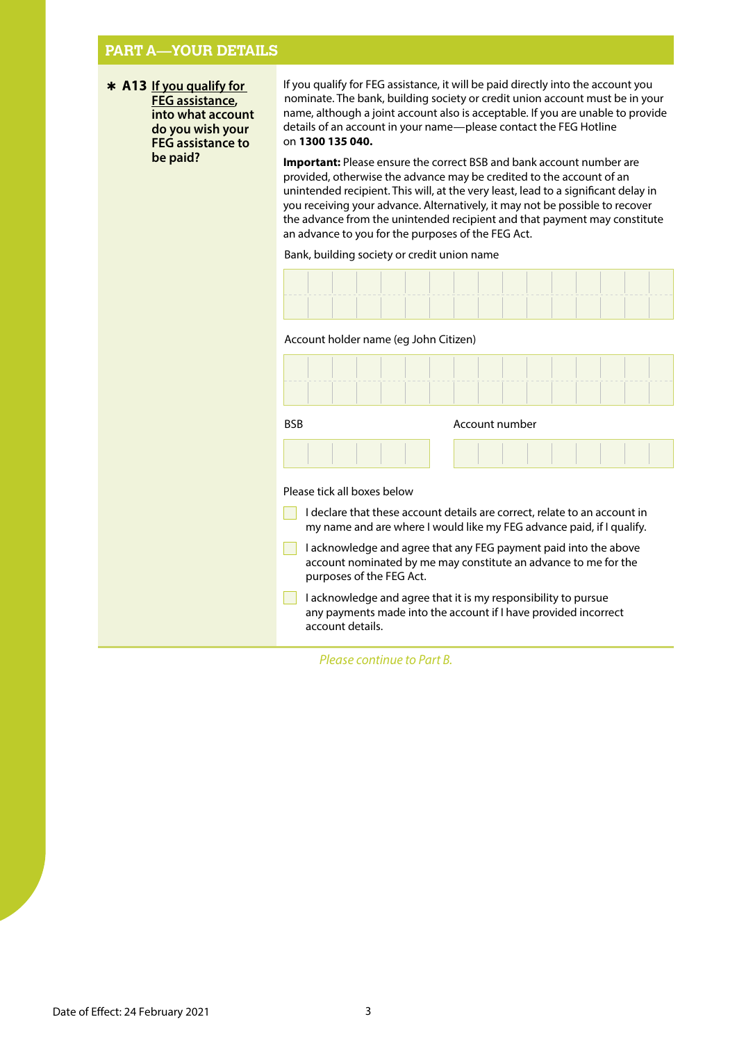## PART A—YOUR DETAILS

**\* A13 If you qualify for FEG assistance, into what account do you wish your FEG assistance to be paid?**

If you qualify for FEG assistance, it will be paid directly into the account you nominate. The bank, building society or credit union account must be in your name, although a joint account also is acceptable. If you are unable to provide details of an account in your name—please contact the FEG Hotline on **1300 135 040.**

**Important:** Please ensure the correct BSB and bank account number are provided, otherwise the advance may be credited to the account of an unintended recipient. This will, at the very least, lead to a significant delay in you receiving your advance. Alternatively, it may not be possible to recover the advance from the unintended recipient and that payment may constitute an advance to you for the purposes of the FEG Act.

Bank, building society or credit union name

Account holder name (eg John Citizen)

BSB

Account number

Please tick all boxes below

- ☐ I declare that these account details are correct, relate to an account in my name and are where I would like my FEG advance paid, if I qualify.
- ☐ I acknowledge and agree that any FEG payment paid into the above account nominated by me may constitute an advance to me for the purposes of the FEG Act.
- ☐ I acknowledge and agree that it is my responsibility to pursue any payments made into the account if I have provided incorrect account details.

*Please continue to Part B.*

Date of Effect: 24 February 2021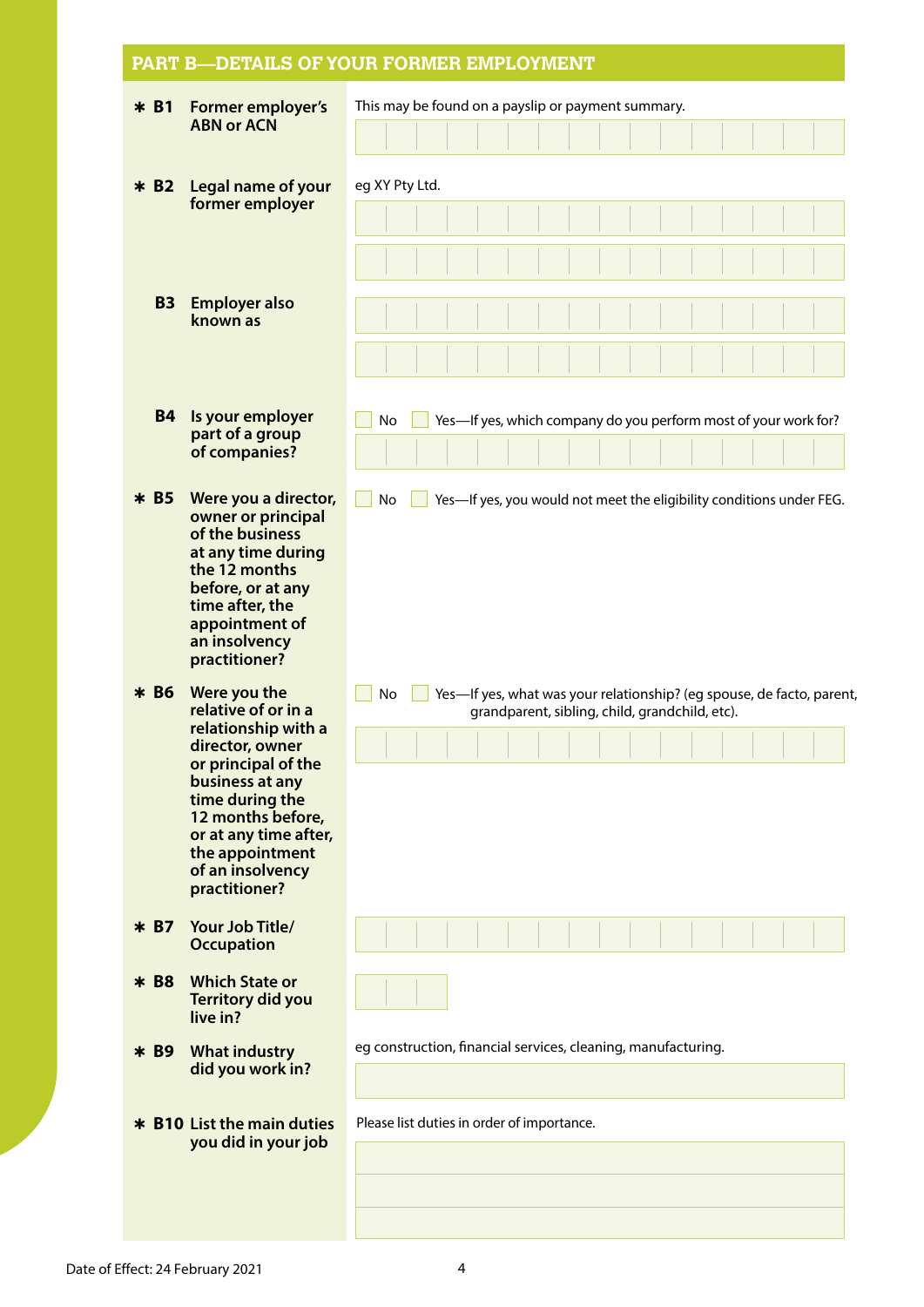## PART B—DETAILS OF YOUR FORMER EMPLOYMENT

**\* B1 Former employer's ABN or ACN**

This may be found on a payslip or payment summary.

**\* B2 Legal name of your former employer**

eg XY Pty Ltd.

**B3 Employer also known as**

**B4 Is your employer part of a group of companies?**

☐ No ☐ Yes—If yes, which company do you perform most of your work for?

**\* B5 Were you a director, owner or principal of the business at any time during the 12 months before, or at any time after, the appointment of an insolvency practitioner?**

☐ No ☐ Yes—If yes, you would not meet the eligibility conditions under FEG.

**\* B6 Were you the relative of or in a relationship with a director, owner or principal of the business at any time during the 12 months before, or at any time after, the appointment of an insolvency practitioner?**

☐ No ☐ Yes—If yes, what was your relationship? (eg spouse, de facto, parent, grandparent, sibling, child, grandchild, etc).

**\* B7 Your Job Title/ Occupation**

**\* B8 Which State or Territory did you live in?**

**\* B9 What industry did you work in?**

eg construction, financial services, cleaning, manufacturing.

**\* B10 List the main duties you did in your job**

Please list duties in order of importance.

Date of Effect: 24 February 2021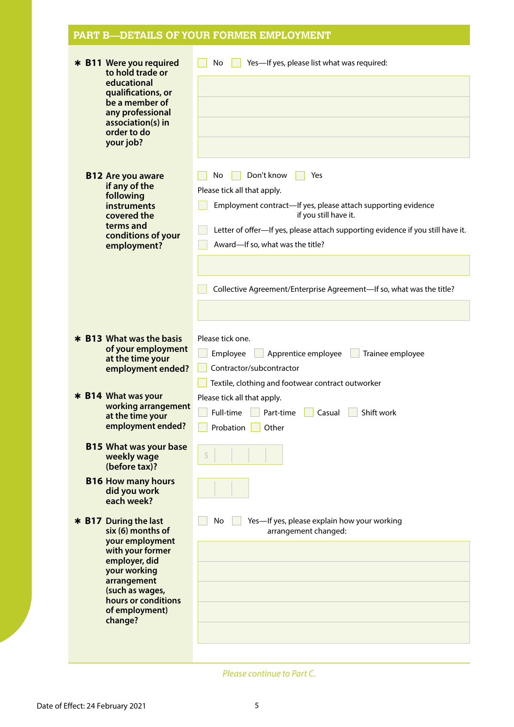## PART B—DETAILS OF YOUR FORMER EMPLOYMENT

**\* B11 Were you required to hold trade or educational qualifications, or be a member of any professional association(s) in order to do your job?**

☐ No ☐ Yes—If yes, please list what was required:

**B12 Are you aware if any of the following instruments covered the terms and conditions of your employment?**

☐ No ☐ Don't know ☐ Yes

Please tick all that apply.

☐ Employment contract—If yes, please attach supporting evidence if you still have it.

☐ Letter of offer—If yes, please attach supporting evidence if you still have it.

☐ Award—If so, what was the title?

☐ Collective Agreement/Enterprise Agreement—If so, what was the title?

**\* B13 What was the basis of your employment at the time your employment ended?**

Please tick one.

☐ Employee ☐ Apprentice employee ☐ Trainee employee

☐ Contractor/subcontractor

☐ Textile, clothing and footwear contract outworker

**\* B14 What was your working arrangement at the time your employment ended?**

Please tick all that apply.

☐ Full-time ☐ Part-time ☐ Casual ☐ Shift work

☐ Probation ☐ Other

**B15 What was your base weekly wage (before tax)?**

$

**B16 How many hours did you work each week?**

**\* B17 During the last six (6) months of your employment with your former employer, did your working arrangement (such as wages, hours or conditions of employment) change?**

☐ No ☐ Yes—If yes, please explain how your working arrangement changed:

*Please continue to Part C.*

Date of Effect: 24 February 2021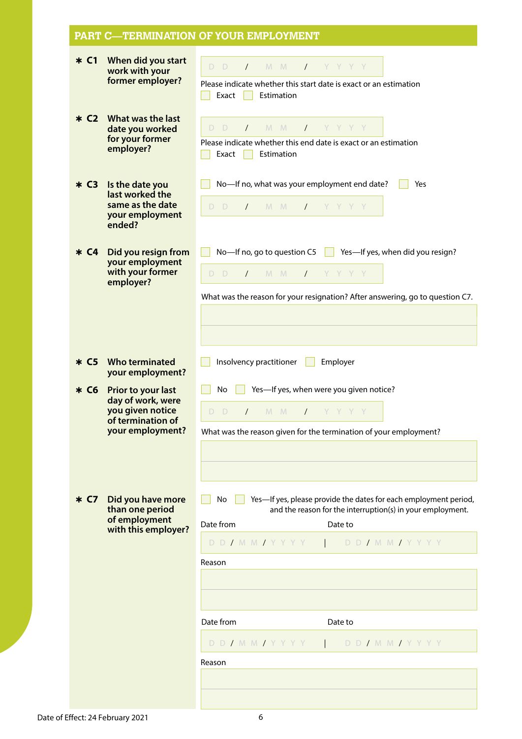## PART C—TERMINATION OF YOUR EMPLOYMENT

**\* C1 When did you start work with your former employer?**

D D / M M / Y Y Y Y

Please indicate whether this start date is exact or an estimation

☐ Exact ☐ Estimation

**\* C2 What was the last date you worked for your former employer?**

D D / M M / Y Y Y Y

Please indicate whether this end date is exact or an estimation

☐ Exact ☐ Estimation

**\* C3 Is the date you last worked the same as the date your employment ended?**

☐ No—If no, what was your employment end date? ☐ Yes

D D / M M / Y Y Y Y

**\* C4 Did you resign from your employment with your former employer?**

☐ No—If no, go to question C5 ☐ Yes—If yes, when did you resign?

D D / M M / Y Y Y Y

What was the reason for your resignation? After answering, go to question C7.

**\* C5 Who terminated your employment?**

☐ Insolvency practitioner ☐ Employer

**\* C6 Prior to your last day of work, were you given notice of termination of your employment?**

☐ No ☐ Yes—If yes, when were you given notice?

D D / M M / Y Y Y Y

What was the reason given for the termination of your employment?

**\* C7 Did you have more than one period of employment with this employer?**

☐ No ☐ Yes—If yes, please provide the dates for each employment period, and the reason for the interruption(s) in your employment.

| Date from | Date to |
|---|---|
| D D / M M / Y Y Y Y | D D / M M / Y Y Y Y |

Reason

| Date from | Date to |
|---|---|
| D D / M M / Y Y Y Y | D D / M M / Y Y Y Y |

Reason

Date of Effect: 24 February 2021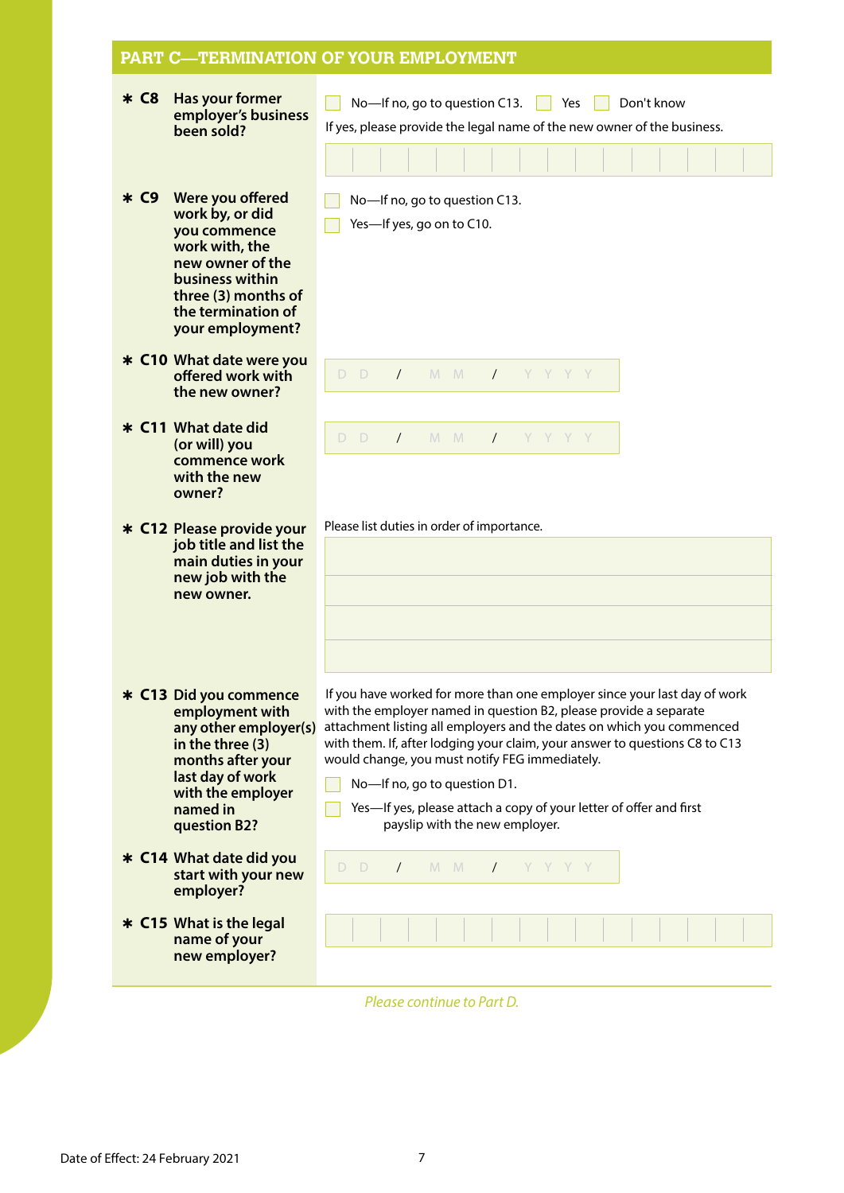## PART C—TERMINATION OF YOUR EMPLOYMENT

**✱ C8 Has your former employer's business been sold?**

☐ No—If no, go to question C13. ☐ Yes ☐ Don't know

If yes, please provide the legal name of the new owner of the business.

**✱ C9 Were you offered work by, or did you commence work with, the new owner of the business within three (3) months of the termination of your employment?**

☐ No—If no, go to question C13.

☐ Yes—If yes, go on to C10.

**✱ C10 What date were you offered work with the new owner?**

D D / M M / Y Y Y Y

**✱ C11 What date did (or will) you commence work with the new owner?**

D D / M M / Y Y Y Y

**✱ C12 Please provide your job title and list the main duties in your new job with the new owner.**

Please list duties in order of importance.

**✱ C13 Did you commence employment with any other employer(s) in the three (3) months after your last day of work with the employer named in question B2?**

If you have worked for more than one employer since your last day of work with the employer named in question B2, please provide a separate attachment listing all employers and the dates on which you commenced with them. If, after lodging your claim, your answer to questions C8 to C13 would change, you must notify FEG immediately.

☐ No—If no, go to question D1.

☐ Yes—If yes, please attach a copy of your letter of offer and first payslip with the new employer.

**✱ C14 What date did you start with your new employer?**

D D / M M / Y Y Y Y

**✱ C15 What is the legal name of your new employer?**

*Please continue to Part D.*

Date of Effect: 24 February 2021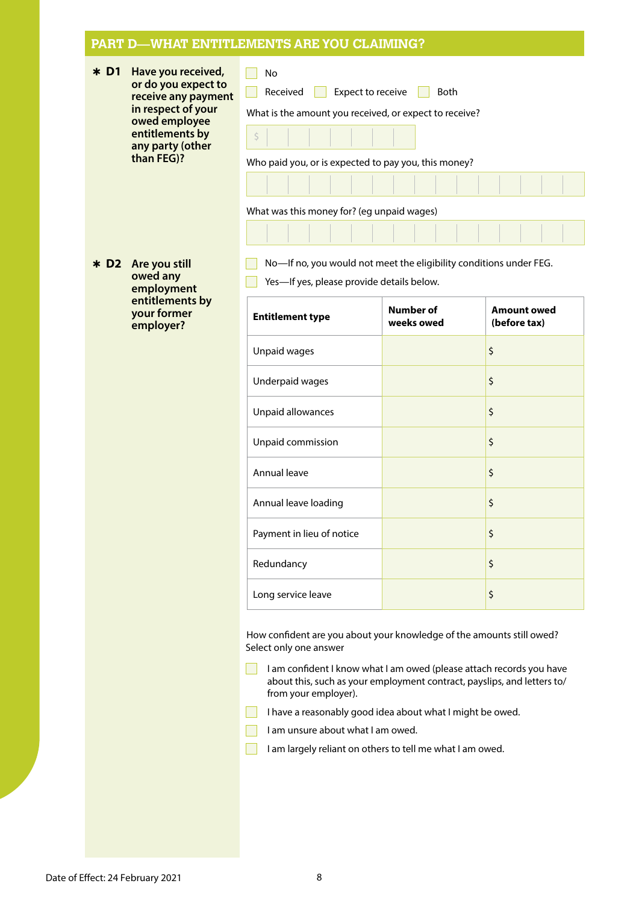## PART D—WHAT ENTITLEMENTS ARE YOU CLAIMING?

**✱ D1 Have you received, or do you expect to receive any payment in respect of your owed employee entitlements by any party (other than FEG)?**

☐ No

☐ Received ☐ Expect to receive ☐ Both

What is the amount you received, or expect to receive?

$

Who paid you, or is expected to pay you, this money?

What was this money for? (eg unpaid wages)

**✱ D2 Are you still owed any employment entitlements by your former employer?**

☐ No—If no, you would not meet the eligibility conditions under FEG.

☐ Yes—If yes, please provide details below.

| Entitlement type | Number of weeks owed | Amount owed (before tax) |
|---|---|---|
| Unpaid wages | | $ |
| Underpaid wages | | $ |
| Unpaid allowances | | $ |
| Unpaid commission | | $ |
| Annual leave | | $ |
| Annual leave loading | | $ |
| Payment in lieu of notice | | $ |
| Redundancy | | $ |
| Long service leave | | $ |

How confident are you about your knowledge of the amounts still owed?
Select only one answer

☐ I am confident I know what I am owed (please attach records you have about this, such as your employment contract, payslips, and letters to/from your employer).

☐ I have a reasonably good idea about what I might be owed.

☐ I am unsure about what I am owed.

☐ I am largely reliant on others to tell me what I am owed.

Date of Effect: 24 February 2021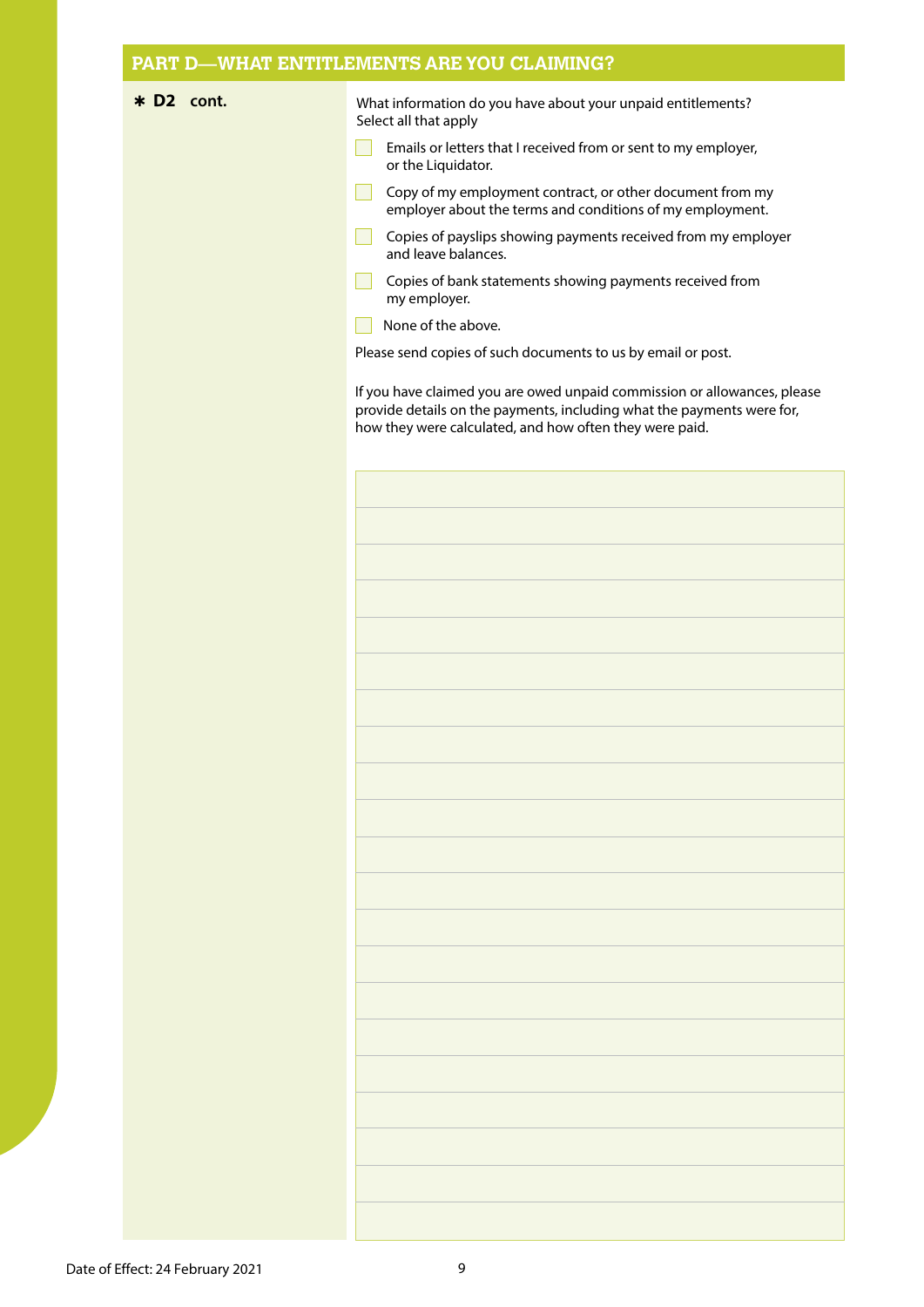## PART D—WHAT ENTITLEMENTS ARE YOU CLAIMING?

**\* D2 cont.**

What information do you have about your unpaid entitlements?
Select all that apply

- [ ] Emails or letters that I received from or sent to my employer, or the Liquidator.
- [ ] Copy of my employment contract, or other document from my employer about the terms and conditions of my employment.
- [ ] Copies of payslips showing payments received from my employer and leave balances.
- [ ] Copies of bank statements showing payments received from my employer.
- [ ] None of the above.

Please send copies of such documents to us by email or post.

If you have claimed you are owed unpaid commission or allowances, please provide details on the payments, including what the payments were for, how they were calculated, and how often they were paid.

Date of Effect: 24 February 2021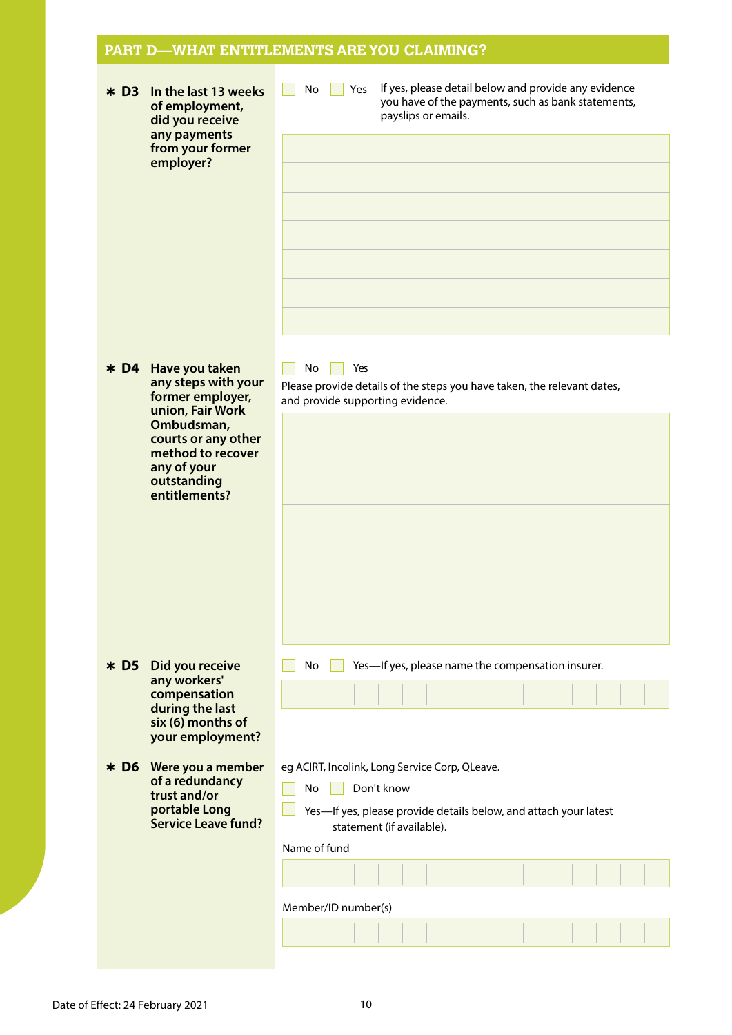## PART D—WHAT ENTITLEMENTS ARE YOU CLAIMING?

**\* D3 In the last 13 weeks of employment, did you receive any payments from your former employer?**

☐ No ☐ Yes If yes, please detail below and provide any evidence you have of the payments, such as bank statements, payslips or emails.

**\* D4 Have you taken any steps with your former employer, union, Fair Work Ombudsman, courts or any other method to recover any of your outstanding entitlements?**

☐ No ☐ Yes

Please provide details of the steps you have taken, the relevant dates, and provide supporting evidence.

**\* D5 Did you receive any workers' compensation during the last six (6) months of your employment?**

☐ No ☐ Yes—If yes, please name the compensation insurer.

**\* D6 Were you a member of a redundancy trust and/or portable Long Service Leave fund?**

eg ACIRT, Incolink, Long Service Corp, QLeave.

☐ No ☐ Don't know

☐ Yes—If yes, please provide details below, and attach your latest statement (if available).

Name of fund

Member/ID number(s)

Date of Effect: 24 February 2021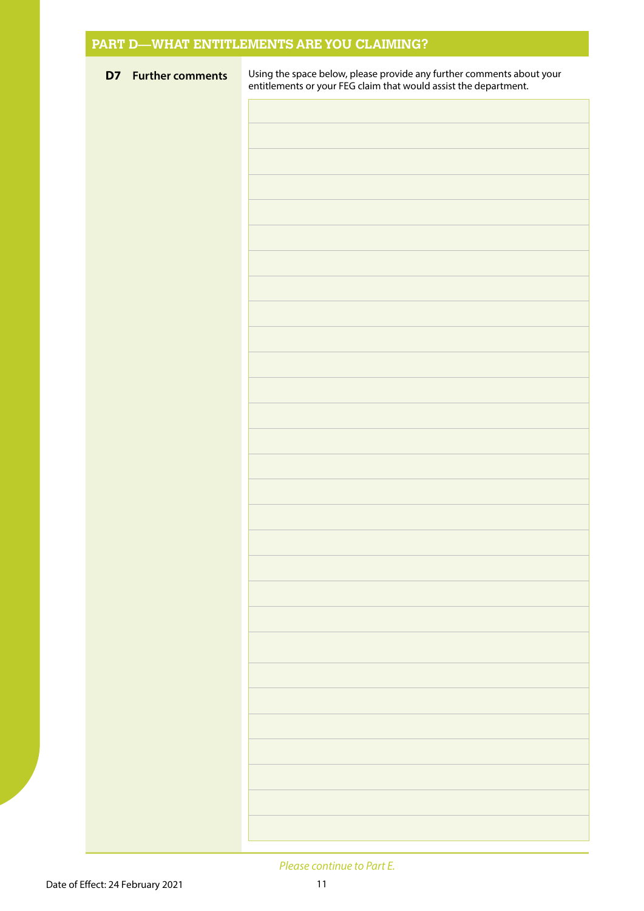## PART D—WHAT ENTITLEMENTS ARE YOU CLAIMING?

**D7 Further comments**

Using the space below, please provide any further comments about your entitlements or your FEG claim that would assist the department.

*Please continue to Part E.*

Date of Effect: 24 February 2021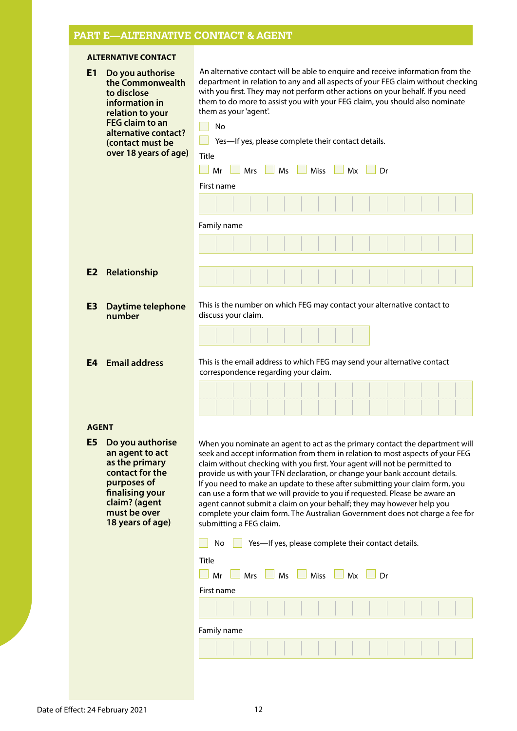## PART E—ALTERNATIVE CONTACT & AGENT

### ALTERNATIVE CONTACT

**E1 Do you authorise the Commonwealth to disclose information in relation to your FEG claim to an alternative contact? (contact must be over 18 years of age)**

An alternative contact will be able to enquire and receive information from the department in relation to any and all aspects of your FEG claim without checking with you first. They may not perform other actions on your behalf. If you need them to do more to assist you with your FEG claim, you should also nominate them as your 'agent'.

- [ ] No
- [ ] Yes—If yes, please complete their contact details.

Title

- [ ] Mr
- [ ] Mrs
- [ ] Ms
- [ ] Miss
- [ ] Mx
- [ ] Dr

First name

Family name

**E2 Relationship**

**E3 Daytime telephone number**

This is the number on which FEG may contact your alternative contact to discuss your claim.

**E4 Email address**

This is the email address to which FEG may send your alternative contact correspondence regarding your claim.

### AGENT

**E5 Do you authorise an agent to act as the primary contact for the purposes of finalising your claim? (agent must be over 18 years of age)**

When you nominate an agent to act as the primary contact the department will seek and accept information from them in relation to most aspects of your FEG claim without checking with you first. Your agent will not be permitted to provide us with your TFN declaration, or change your bank account details. If you need to make an update to these after submitting your claim form, you can use a form that we will provide to you if requested. Please be aware an agent cannot submit a claim on your behalf; they may however help you complete your claim form. The Australian Government does not charge a fee for submitting a FEG claim.

- [ ] No
- [ ] Yes—If yes, please complete their contact details.

Title

- [ ] Mr
- [ ] Mrs
- [ ] Ms
- [ ] Miss
- [ ] Mx
- [ ] Dr

First name

Family name

Date of Effect: 24 February 2021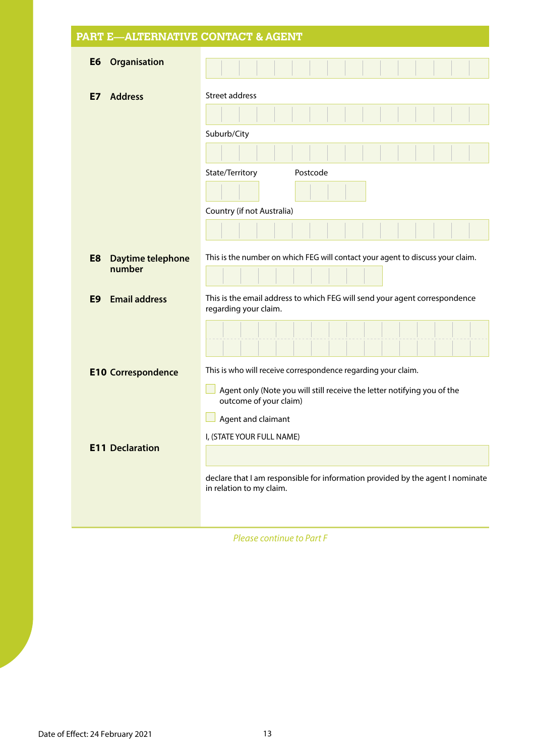## PART E—ALTERNATIVE CONTACT & AGENT

**E6 Organisation**

**E7 Address**

Street address

Suburb/City

State/Territory

Postcode

Country (if not Australia)

**E8 Daytime telephone number**

This is the number on which FEG will contact your agent to discuss your claim.

**E9 Email address**

This is the email address to which FEG will send your agent correspondence regarding your claim.

**E10 Correspondence**

This is who will receive correspondence regarding your claim.

- ☐ Agent only (Note you will still receive the letter notifying you of the outcome of your claim)
- ☐ Agent and claimant

**E11 Declaration**

I, (STATE YOUR FULL NAME)

declare that I am responsible for information provided by the agent I nominate in relation to my claim.

*Please continue to Part F*

Date of Effect: 24 February 2021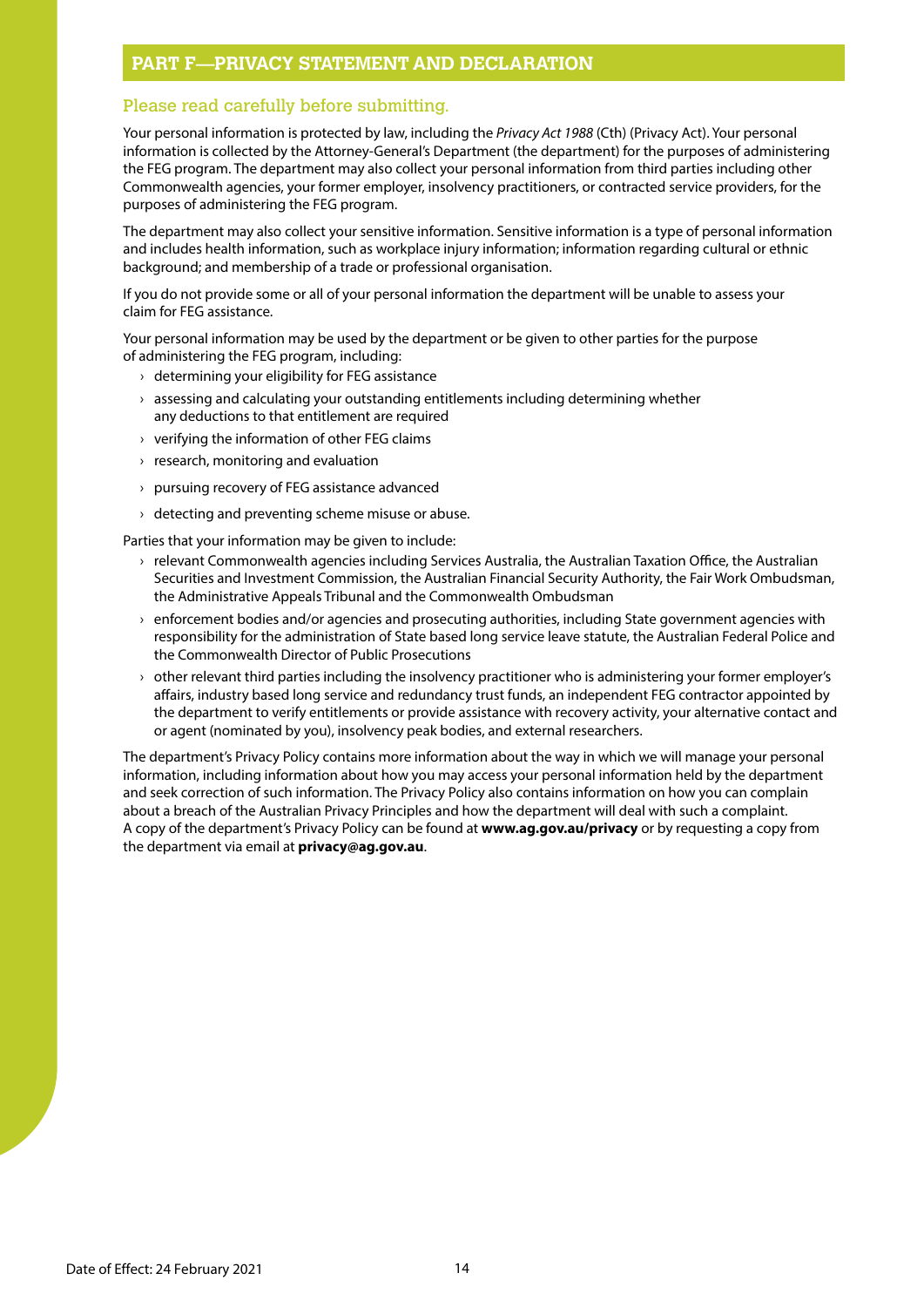## PART F—PRIVACY STATEMENT AND DECLARATION

### Please read carefully before submitting.

Your personal information is protected by law, including the *Privacy Act 1988* (Cth) (Privacy Act). Your personal information is collected by the Attorney-General's Department (the department) for the purposes of administering the FEG program. The department may also collect your personal information from third parties including other Commonwealth agencies, your former employer, insolvency practitioners, or contracted service providers, for the purposes of administering the FEG program.

The department may also collect your sensitive information. Sensitive information is a type of personal information and includes health information, such as workplace injury information; information regarding cultural or ethnic background; and membership of a trade or professional organisation.

If you do not provide some or all of your personal information the department will be unable to assess your claim for FEG assistance.

Your personal information may be used by the department or be given to other parties for the purpose of administering the FEG program, including:

- determining your eligibility for FEG assistance
- assessing and calculating your outstanding entitlements including determining whether any deductions to that entitlement are required
- verifying the information of other FEG claims
- research, monitoring and evaluation
- pursuing recovery of FEG assistance advanced
- detecting and preventing scheme misuse or abuse.

Parties that your information may be given to include:

- relevant Commonwealth agencies including Services Australia, the Australian Taxation Office, the Australian Securities and Investment Commission, the Australian Financial Security Authority, the Fair Work Ombudsman, the Administrative Appeals Tribunal and the Commonwealth Ombudsman
- enforcement bodies and/or agencies and prosecuting authorities, including State government agencies with responsibility for the administration of State based long service leave statute, the Australian Federal Police and the Commonwealth Director of Public Prosecutions
- other relevant third parties including the insolvency practitioner who is administering your former employer's affairs, industry based long service and redundancy trust funds, an independent FEG contractor appointed by the department to verify entitlements or provide assistance with recovery activity, your alternative contact and or agent (nominated by you), insolvency peak bodies, and external researchers.

The department's Privacy Policy contains more information about the way in which we will manage your personal information, including information about how you may access your personal information held by the department and seek correction of such information. The Privacy Policy also contains information on how you can complain about a breach of the Australian Privacy Principles and how the department will deal with such a complaint. A copy of the department's Privacy Policy can be found at **www.ag.gov.au/privacy** or by requesting a copy from the department via email at **privacy@ag.gov.au**.

Date of Effect: 24 February 2021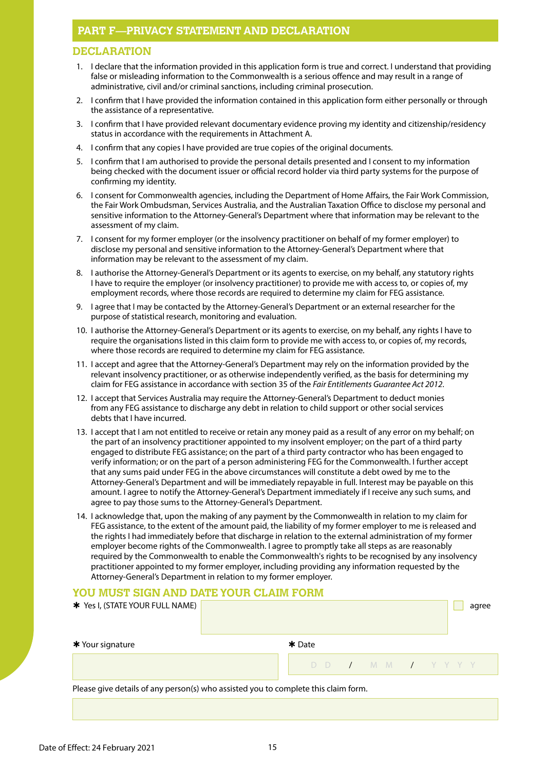## PART F—PRIVACY STATEMENT AND DECLARATION

### DECLARATION

1. I declare that the information provided in this application form is true and correct. I understand that providing false or misleading information to the Commonwealth is a serious offence and may result in a range of administrative, civil and/or criminal sanctions, including criminal prosecution.
2. I confirm that I have provided the information contained in this application form either personally or through the assistance of a representative.
3. I confirm that I have provided relevant documentary evidence proving my identity and citizenship/residency status in accordance with the requirements in Attachment A.
4. I confirm that any copies I have provided are true copies of the original documents.
5. I confirm that I am authorised to provide the personal details presented and I consent to my information being checked with the document issuer or official record holder via third party systems for the purpose of confirming my identity.
6. I consent for Commonwealth agencies, including the Department of Home Affairs, the Fair Work Commission, the Fair Work Ombudsman, Services Australia, and the Australian Taxation Office to disclose my personal and sensitive information to the Attorney-General's Department where that information may be relevant to the assessment of my claim.
7. I consent for my former employer (or the insolvency practitioner on behalf of my former employer) to disclose my personal and sensitive information to the Attorney-General's Department where that information may be relevant to the assessment of my claim.
8. I authorise the Attorney-General's Department or its agents to exercise, on my behalf, any statutory rights I have to require the employer (or insolvency practitioner) to provide me with access to, or copies of, my employment records, where those records are required to determine my claim for FEG assistance.
9. I agree that I may be contacted by the Attorney-General's Department or an external researcher for the purpose of statistical research, monitoring and evaluation.
10. I authorise the Attorney-General's Department or its agents to exercise, on my behalf, any rights I have to require the organisations listed in this claim form to provide me with access to, or copies of, my records, where those records are required to determine my claim for FEG assistance.
11. I accept and agree that the Attorney-General's Department may rely on the information provided by the relevant insolvency practitioner, or as otherwise independently verified, as the basis for determining my claim for FEG assistance in accordance with section 35 of the *Fair Entitlements Guarantee Act 2012*.
12. I accept that Services Australia may require the Attorney-General's Department to deduct monies from any FEG assistance to discharge any debt in relation to child support or other social services debts that I have incurred.
13. I accept that I am not entitled to receive or retain any money paid as a result of any error on my behalf; on the part of an insolvency practitioner appointed to my insolvent employer; on the part of a third party engaged to distribute FEG assistance; on the part of a third party contractor who has been engaged to verify information; or on the part of a person administering FEG for the Commonwealth. I further accept that any sums paid under FEG in the above circumstances will constitute a debt owed by me to the Attorney-General's Department and will be immediately repayable in full. Interest may be payable on this amount. I agree to notify the Attorney-General's Department immediately if I receive any such sums, and agree to pay those sums to the Attorney-General's Department.
14. I acknowledge that, upon the making of any payment by the Commonwealth in relation to my claim for FEG assistance, to the extent of the amount paid, the liability of my former employer to me is released and the rights I had immediately before that discharge in relation to the external administration of my former employer become rights of the Commonwealth. I agree to promptly take all steps as are reasonably required by the Commonwealth to enable the Commonwealth's rights to be recognised by any insolvency practitioner appointed to my former employer, including providing any information requested by the Attorney-General's Department in relation to my former employer.

### YOU MUST SIGN AND DATE YOUR CLAIM FORM

✱ Yes I, (STATE YOUR FULL NAME) ______________________ ☐ agree

✱ Your signature ______________________

✱ Date DD / MM / YYYY

Please give details of any person(s) who assisted you to complete this claim form.

______________________

Date of Effect: 24 February 2021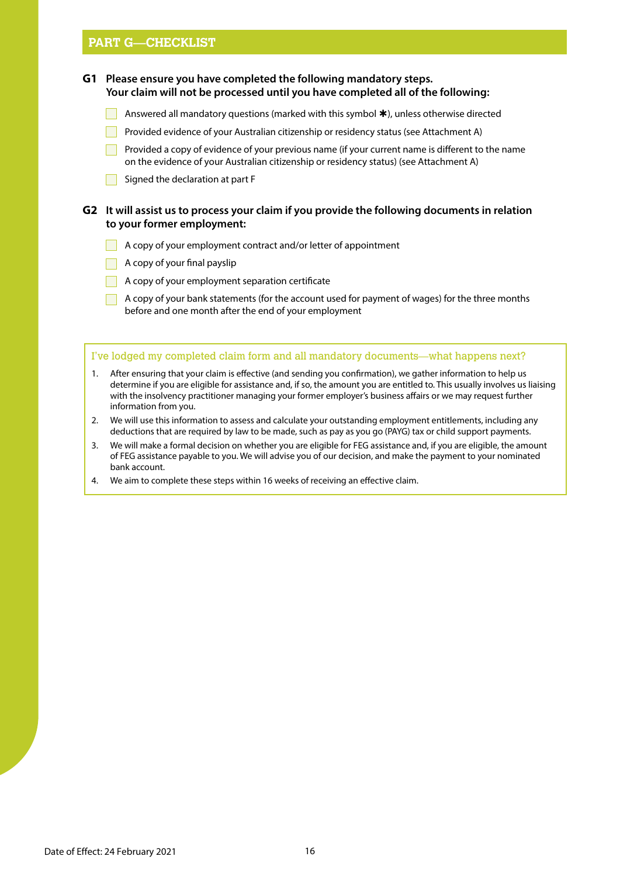## PART G—CHECKLIST

**G1 Please ensure you have completed the following mandatory steps. Your claim will not be processed until you have completed all of the following:**

- ☐ Answered all mandatory questions (marked with this symbol ✱), unless otherwise directed
- ☐ Provided evidence of your Australian citizenship or residency status (see Attachment A)
- ☐ Provided a copy of evidence of your previous name (if your current name is different to the name on the evidence of your Australian citizenship or residency status) (see Attachment A)
- ☐ Signed the declaration at part F

**G2 It will assist us to process your claim if you provide the following documents in relation to your former employment:**

- ☐ A copy of your employment contract and/or letter of appointment
- ☐ A copy of your final payslip
- ☐ A copy of your employment separation certificate
- ☐ A copy of your bank statements (for the account used for payment of wages) for the three months before and one month after the end of your employment

### I've lodged my completed claim form and all mandatory documents—what happens next?

1. After ensuring that your claim is effective (and sending you confirmation), we gather information to help us determine if you are eligible for assistance and, if so, the amount you are entitled to. This usually involves us liaising with the insolvency practitioner managing your former employer's business affairs or we may request further information from you.
2. We will use this information to assess and calculate your outstanding employment entitlements, including any deductions that are required by law to be made, such as pay as you go (PAYG) tax or child support payments.
3. We will make a formal decision on whether you are eligible for FEG assistance and, if you are eligible, the amount of FEG assistance payable to you. We will advise you of our decision, and make the payment to your nominated bank account.
4. We aim to complete these steps within 16 weeks of receiving an effective claim.

Date of Effect: 24 February 2021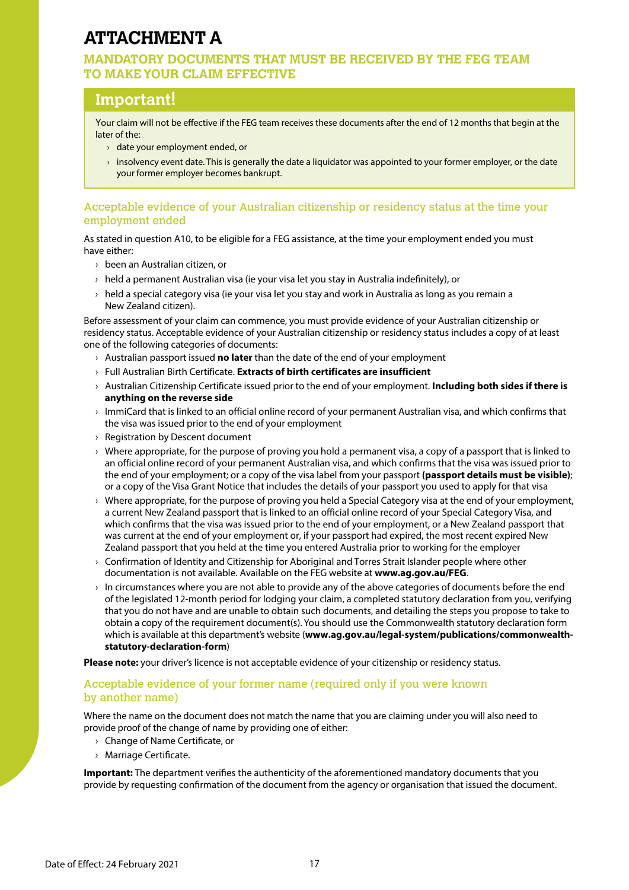# ATTACHMENT A

## MANDATORY DOCUMENTS THAT MUST BE RECEIVED BY THE FEG TEAM TO MAKE YOUR CLAIM EFFECTIVE

### Important!

Your claim will not be effective if the FEG team receives these documents after the end of 12 months that begin at the later of the:

- date your employment ended, or
- insolvency event date. This is generally the date a liquidator was appointed to your former employer, or the date your former employer becomes bankrupt.

### Acceptable evidence of your Australian citizenship or residency status at the time your employment ended

As stated in question A10, to be eligible for a FEG assistance, at the time your employment ended you must have either:

- been an Australian citizen, or
- held a permanent Australian visa (ie your visa let you stay in Australia indefinitely), or
- held a special category visa (ie your visa let you stay and work in Australia as long as you remain a New Zealand citizen).

Before assessment of your claim can commence, you must provide evidence of your Australian citizenship or residency status. Acceptable evidence of your Australian citizenship or residency status includes a copy of at least one of the following categories of documents:

- Australian passport issued **no later** than the date of the end of your employment
- Full Australian Birth Certificate. **Extracts of birth certificates are insufficient**
- Australian Citizenship Certificate issued prior to the end of your employment. **Including both sides if there is anything on the reverse side**
- ImmiCard that is linked to an official online record of your permanent Australian visa, and which confirms that the visa was issued prior to the end of your employment
- Registration by Descent document
- Where appropriate, for the purpose of proving you hold a permanent visa, a copy of a passport that is linked to an official online record of your permanent Australian visa, and which confirms that the visa was issued prior to the end of your employment; or a copy of the visa label from your passport **(passport details must be visible)**; or a copy of the Visa Grant Notice that includes the details of your passport you used to apply for that visa
- Where appropriate, for the purpose of proving you held a Special Category visa at the end of your employment, a current New Zealand passport that is linked to an official online record of your Special Category Visa, and which confirms that the visa was issued prior to the end of your employment, or a New Zealand passport that was current at the end of your employment or, if your passport had expired, the most recent expired New Zealand passport that you held at the time you entered Australia prior to working for the employer
- Confirmation of Identity and Citizenship for Aboriginal and Torres Strait Islander people where other documentation is not available. Available on the FEG website at **www.ag.gov.au/FEG**.
- In circumstances where you are not able to provide any of the above categories of documents before the end of the legislated 12-month period for lodging your claim, a completed statutory declaration from you, verifying that you do not have and are unable to obtain such documents, and detailing the steps you propose to take to obtain a copy of the requirement document(s). You should use the Commonwealth statutory declaration form which is available at this department's website (**www.ag.gov.au/legal-system/publications/commonwealth-statutory-declaration-form**)

**Please note:** your driver's licence is not acceptable evidence of your citizenship or residency status.

### Acceptable evidence of your former name (required only if you were known by another name)

Where the name on the document does not match the name that you are claiming under you will also need to provide proof of the change of name by providing one of either:

- Change of Name Certificate, or
- Marriage Certificate.

**Important:** The department verifies the authenticity of the aforementioned mandatory documents that you provide by requesting confirmation of the document from the agency or organisation that issued the document.

Date of Effect: 24 February 2021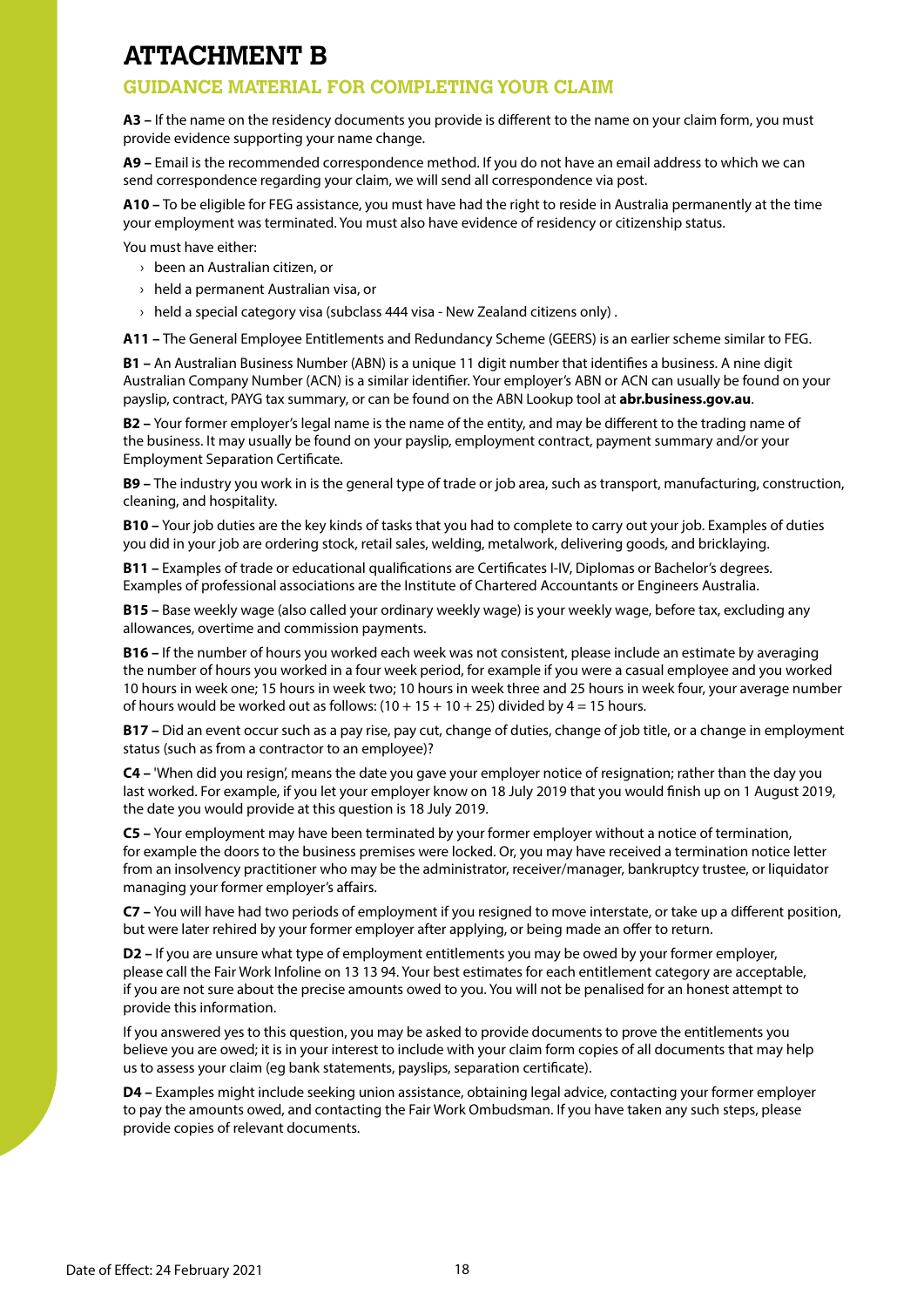# ATTACHMENT B

## GUIDANCE MATERIAL FOR COMPLETING YOUR CLAIM

**A3 –** If the name on the residency documents you provide is different to the name on your claim form, you must provide evidence supporting your name change.

**A9 –** Email is the recommended correspondence method. If you do not have an email address to which we can send correspondence regarding your claim, we will send all correspondence via post.

**A10 –** To be eligible for FEG assistance, you must have had the right to reside in Australia permanently at the time your employment was terminated. You must also have evidence of residency or citizenship status.

You must have either:

- been an Australian citizen, or
- held a permanent Australian visa, or
- held a special category visa (subclass 444 visa - New Zealand citizens only) .

**A11 –** The General Employee Entitlements and Redundancy Scheme (GEERS) is an earlier scheme similar to FEG.

**B1 –** An Australian Business Number (ABN) is a unique 11 digit number that identifies a business. A nine digit Australian Company Number (ACN) is a similar identifier. Your employer's ABN or ACN can usually be found on your payslip, contract, PAYG tax summary, or can be found on the ABN Lookup tool at **abr.business.gov.au**.

**B2 –** Your former employer's legal name is the name of the entity, and may be different to the trading name of the business. It may usually be found on your payslip, employment contract, payment summary and/or your Employment Separation Certificate.

**B9 –** The industry you work in is the general type of trade or job area, such as transport, manufacturing, construction, cleaning, and hospitality.

**B10 –** Your job duties are the key kinds of tasks that you had to complete to carry out your job. Examples of duties you did in your job are ordering stock, retail sales, welding, metalwork, delivering goods, and bricklaying.

**B11 –** Examples of trade or educational qualifications are Certificates I-IV, Diplomas or Bachelor's degrees. Examples of professional associations are the Institute of Chartered Accountants or Engineers Australia.

**B15 –** Base weekly wage (also called your ordinary weekly wage) is your weekly wage, before tax, excluding any allowances, overtime and commission payments.

**B16 –** If the number of hours you worked each week was not consistent, please include an estimate by averaging the number of hours you worked in a four week period, for example if you were a casual employee and you worked 10 hours in week one; 15 hours in week two; 10 hours in week three and 25 hours in week four, your average number of hours would be worked out as follows: (10 + 15 + 10 + 25) divided by 4 = 15 hours.

**B17 –** Did an event occur such as a pay rise, pay cut, change of duties, change of job title, or a change in employment status (such as from a contractor to an employee)?

**C4 –** 'When did you resign', means the date you gave your employer notice of resignation; rather than the day you last worked. For example, if you let your employer know on 18 July 2019 that you would finish up on 1 August 2019, the date you would provide at this question is 18 July 2019.

**C5 –** Your employment may have been terminated by your former employer without a notice of termination, for example the doors to the business premises were locked. Or, you may have received a termination notice letter from an insolvency practitioner who may be the administrator, receiver/manager, bankruptcy trustee, or liquidator managing your former employer's affairs.

**C7 –** You will have had two periods of employment if you resigned to move interstate, or take up a different position, but were later rehired by your former employer after applying, or being made an offer to return.

**D2 –** If you are unsure what type of employment entitlements you may be owed by your former employer, please call the Fair Work Infoline on 13 13 94. Your best estimates for each entitlement category are acceptable, if you are not sure about the precise amounts owed to you. You will not be penalised for an honest attempt to provide this information.

If you answered yes to this question, you may be asked to provide documents to prove the entitlements you believe you are owed; it is in your interest to include with your claim form copies of all documents that may help us to assess your claim (eg bank statements, payslips, separation certificate).

**D4 –** Examples might include seeking union assistance, obtaining legal advice, contacting your former employer to pay the amounts owed, and contacting the Fair Work Ombudsman. If you have taken any such steps, please provide copies of relevant documents.

Date of Effect: 24 February 2021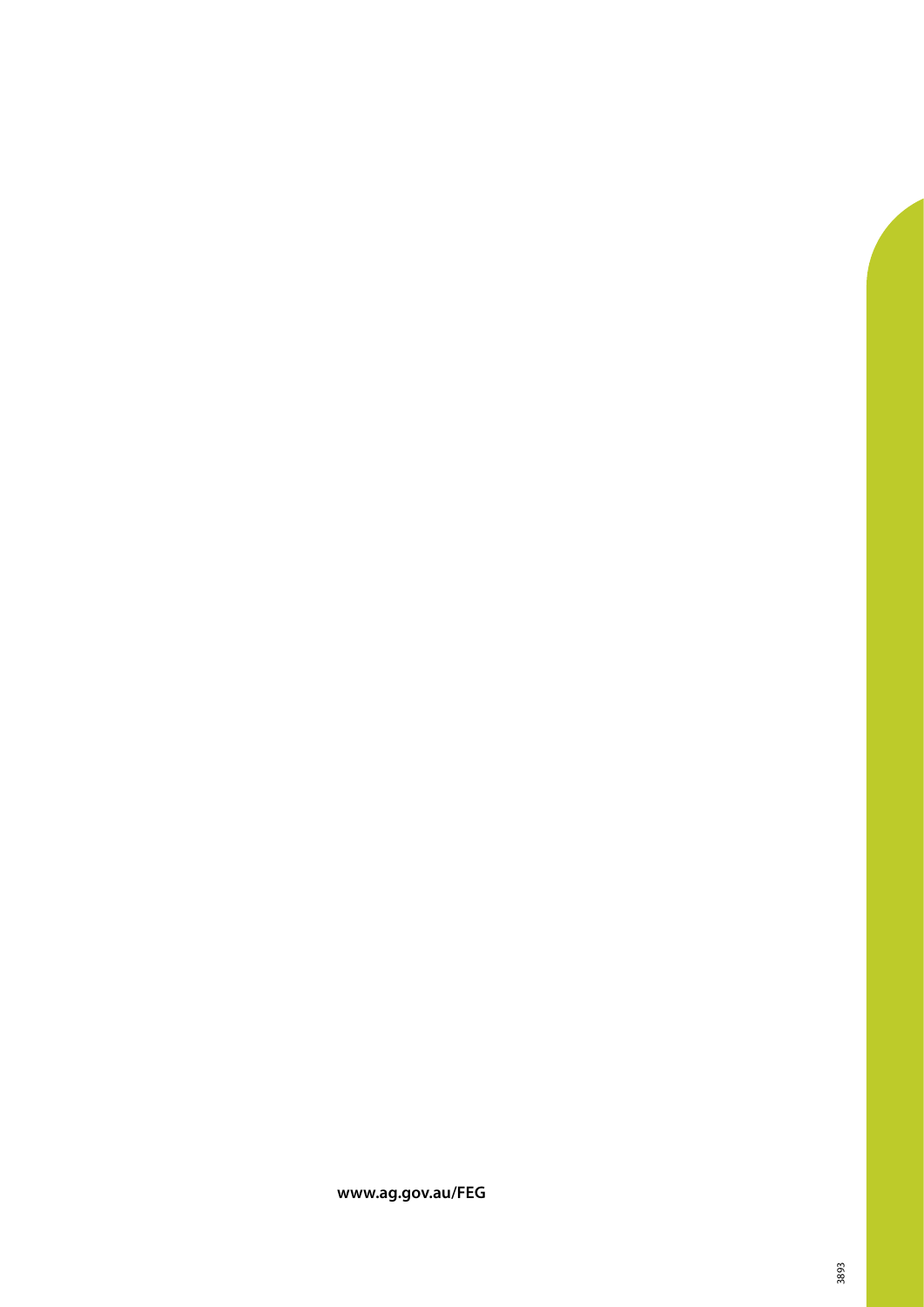**www.ag.gov.au/FEG**

3893